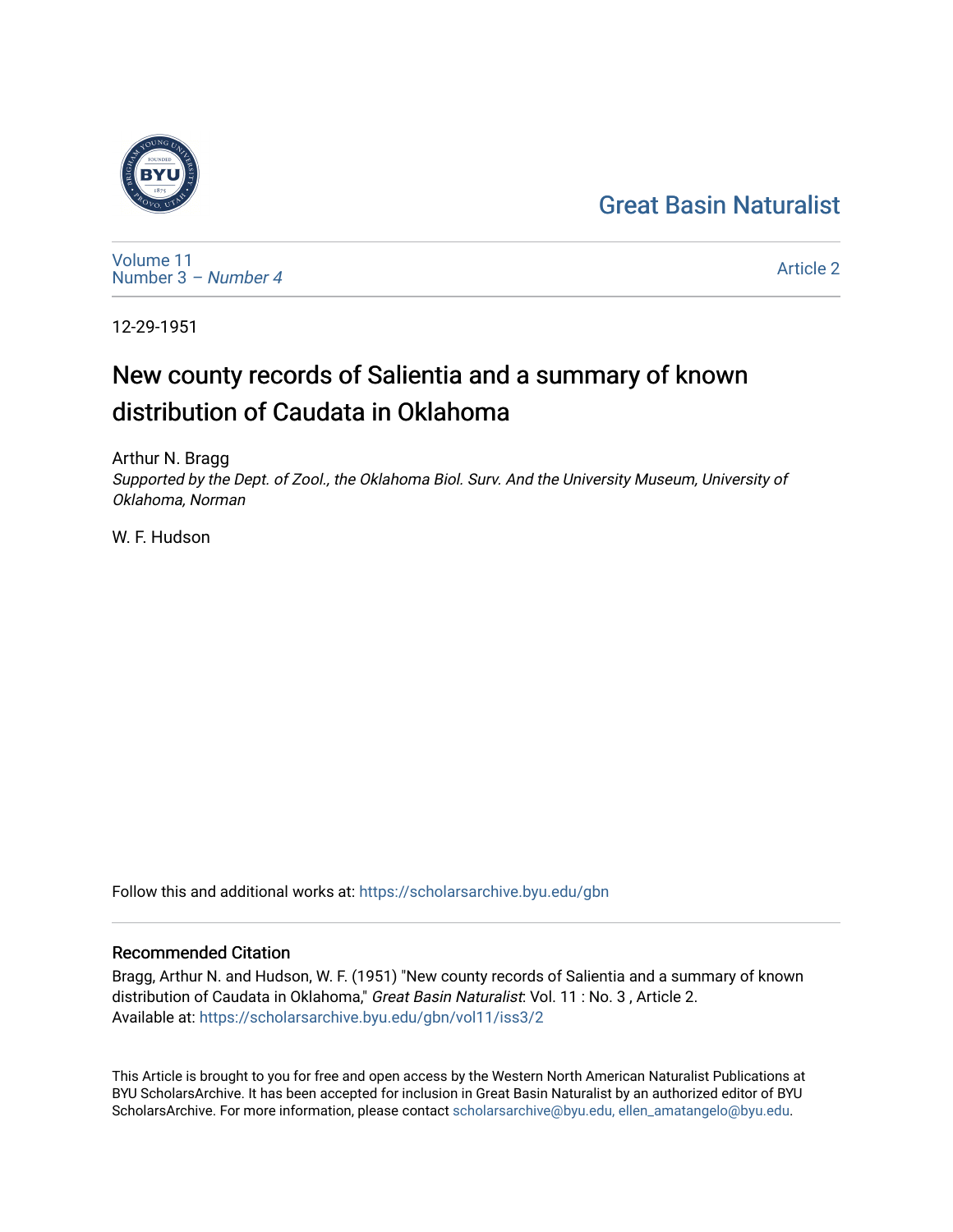Great Basin Naturalist

Volume 11
Number 3 – *Number 4*

Article 2

12-29-1951

# New county records of Salientia and a summary of known distribution of Caudata in Oklahoma

Arthur N. Bragg
*Supported by the Dept. of Zool., the Oklahoma Biol. Surv. And the University Museum, University of Oklahoma, Norman*

W. F. Hudson

Follow this and additional works at: https://scholarsarchive.byu.edu/gbn

## Recommended Citation

Bragg, Arthur N. and Hudson, W. F. (1951) "New county records of Salientia and a summary of known distribution of Caudata in Oklahoma," *Great Basin Naturalist*: Vol. 11 : No. 3 , Article 2.
Available at: https://scholarsarchive.byu.edu/gbn/vol11/iss3/2

This Article is brought to you for free and open access by the Western North American Naturalist Publications at BYU ScholarsArchive. It has been accepted for inclusion in Great Basin Naturalist by an authorized editor of BYU ScholarsArchive. For more information, please contact scholarsarchive@byu.edu, ellen_amatangelo@byu.edu.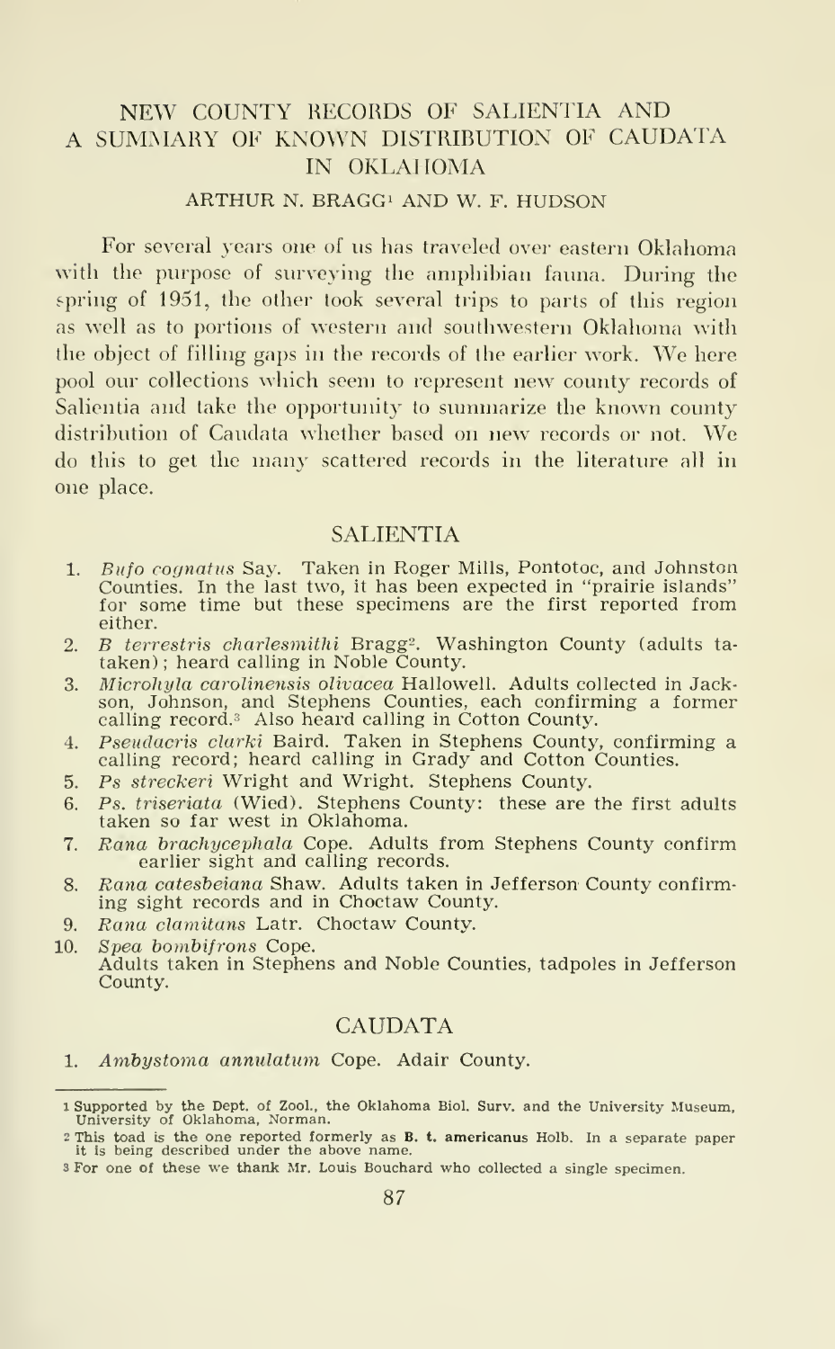# NEW COUNTY RECORDS OF SALIENTIA AND A SUMMARY OF KNOWN DISTRIBUTION OF CAUDATA IN OKLAHOMA

ARTHUR N. BRAGG[1] AND W. F. HUDSON

For several years one of us has traveled over eastern Oklahoma with the purpose of surveying the amphibian fauna. During the spring of 1951, the other took several trips to parts of this region as well as to portions of western and southwestern Oklahoma with the object of filling gaps in the records of the earlier work. We here pool our collections which seem to represent new county records of Salientia and take the opportunity to summarize the known county distribution of Caudata whether based on new records or not. We do this to get the many scattered records in the literature all in one place.

## SALIENTIA

1. *Bufo cognatus* Say. Taken in Roger Mills, Pontotoc, and Johnston Counties. In the last two, it has been expected in "prairie islands" for some time but these specimens are the first reported from either.
2. *B terrestris charlesmithi* Bragg[2]. Washington County (adults taken); heard calling in Noble County.
3. *Microhyla carolinensis olivacea* Hallowell. Adults collected in Jackson, Johnson, and Stephens Counties, each confirming a former calling record.[3] Also heard calling in Cotton County.
4. *Pseudacris clarki* Baird. Taken in Stephens County, confirming a calling record; heard calling in Grady and Cotton Counties.
5. *Ps strecker*i Wright and Wright. Stephens County.
6. *Ps. triseriata* (Wied). Stephens County: these are the first adults taken so far west in Oklahoma.
7. *Rana brachycephala* Cope. Adults from Stephens County confirm earlier sight and calling records.
8. *Rana catesbeiana* Shaw. Adults taken in Jefferson County confirming sight records and in Choctaw County.
9. *Rana clamitans* Latr. Choctaw County.
10. *Spea bombifrons* Cope. Adults taken in Stephens and Noble Counties, tadpoles in Jefferson County.

## CAUDATA

1. *Ambystoma annulatum* Cope. Adair County.

---

[1] Supported by the Dept. of Zool., the Oklahoma Biol. Surv. and the University Museum, University of Oklahoma, Norman.

[2] This toad is the one reported formerly as **B. t. americanus** Holb. In a separate paper it is being described under the above name.

[3] For one of these we thank Mr. Louis Bouchard who collected a single specimen.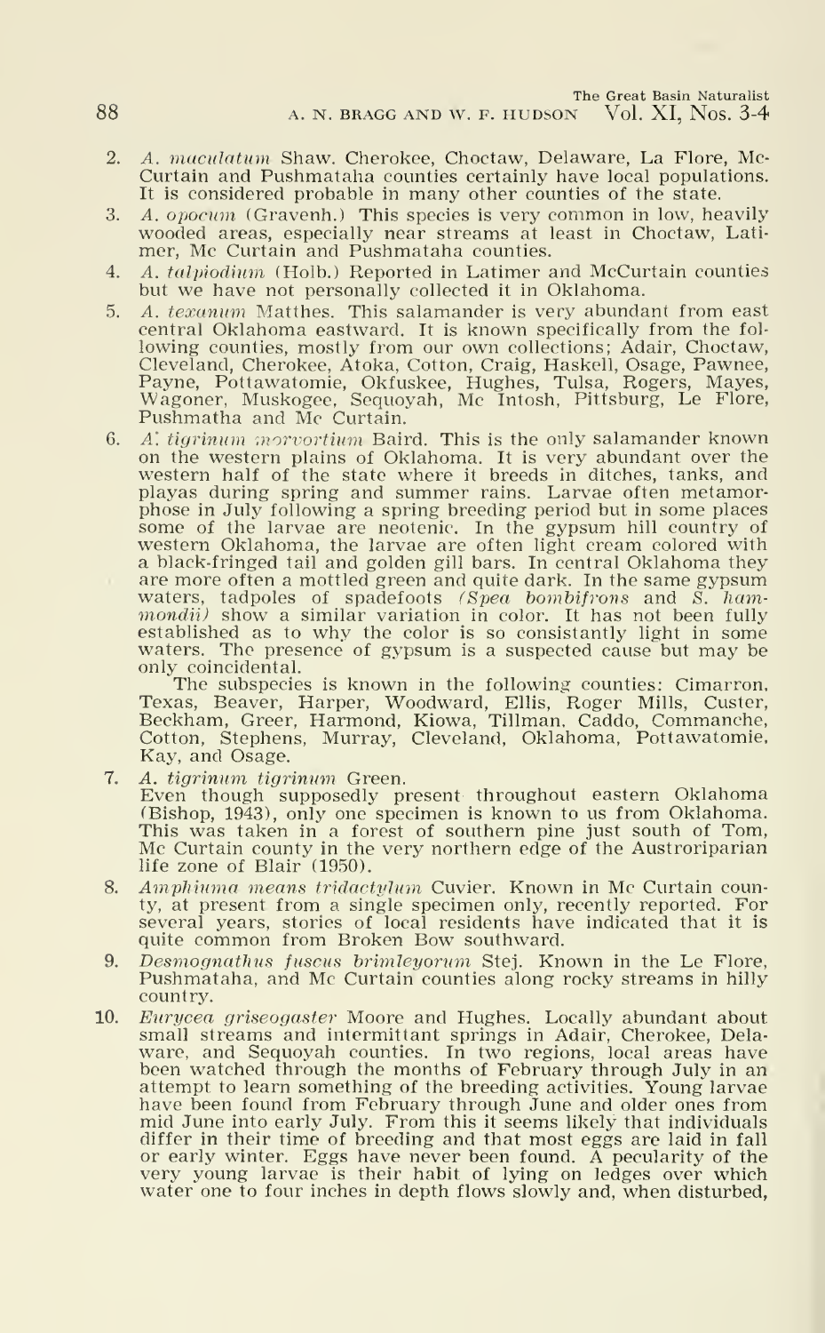2. *A. maculatum* Shaw. Cherokee, Choctaw, Delaware, La Flore, Mc Curtain and Pushmataha counties certainly have local populations. It is considered probable in many other counties of the state.
3. *A. opocum* (Gravenh.) This species is very common in low, heavily wooded areas, especially near streams at least in Choctaw, Latimer, Mc Curtain and Pushmataha counties.
4. *A. talpiodium* (Holb.) Reported in Latimer and McCurtain counties but we have not personally collected it in Oklahoma.
5. *A. texanum* Matthes. This salamander is very abundant from east central Oklahoma eastward. It is known specifically from the following counties, mostly from our own collections; Adair, Choctaw, Cleveland, Cherokee, Atoka, Cotton, Craig, Haskell, Osage, Pawnee, Payne, Pottawatomie, Okfuskee, Hughes, Tulsa, Rogers, Mayes, Wagoner, Muskogee, Sequoyah, Mc Intosh, Pittsburg, Le Flore, Pushmatha and Mc Curtain.
6. *A. tigrinum morvortium* Baird. This is the only salamander known on the western plains of Oklahoma. It is very abundant over the western half of the state where it breeds in ditches, tanks, and playas during spring and summer rains. Larvae often metamorphose in July following a spring breeding period but in some places some of the larvae are neotenic. In the gypsum hill country of western Oklahoma, the larvae are often light cream colored with a black-fringed tail and golden gill bars. In central Oklahoma they are more often a mottled green and quite dark. In the same gypsum waters, tadpoles of spadefoots (*Spea bombifrons* and *S. hammondii*) show a similar variation in color. It has not been fully established as to why the color is so consistantly light in some waters. The presence of gypsum is a suspected cause but may be only coincidental.

   The subspecies is known in the following counties: Cimarron, Texas, Beaver, Harper, Woodward, Ellis, Roger Mills, Custer, Beckham, Greer, Harmond, Kiowa, Tillman, Caddo, Commanche, Cotton, Stephens, Murray, Cleveland, Oklahoma, Pottawatomie, Kay, and Osage.
7. *A. tigrinum tigrinum* Green.
   Even though supposedly present throughout eastern Oklahoma (Bishop, 1943), only one specimen is known to us from Oklahoma. This was taken in a forest of southern pine just south of Tom, Mc Curtain county in the very northern edge of the Austroriparian life zone of Blair (1950).
8. *Amphiuma means tridactylum* Cuvier. Known in Mc Curtain county, at present from a single specimen only, recently reported. For several years, stories of local residents have indicated that it is quite common from Broken Bow southward.
9. *Desmognathus fuscus brimleyorum* Stej. Known in the Le Flore, Pushmataha, and Mc Curtain counties along rocky streams in hilly country.
10. *Eurycea griseogaster* Moore and Hughes. Locally abundant about small streams and intermittant springs in Adair, Cherokee, Delaware, and Sequoyah counties. In two regions, local areas have been watched through the months of February through July in an attempt to learn something of the breeding activities. Young larvae have been found from February through June and older ones from mid June into early July. From this it seems likely that individuals differ in their time of breeding and that most eggs are laid in fall or early winter. Eggs have never been found. A pecularity of the very young larvae is their habit of lying on ledges over which water one to four inches in depth flows slowly and, when disturbed,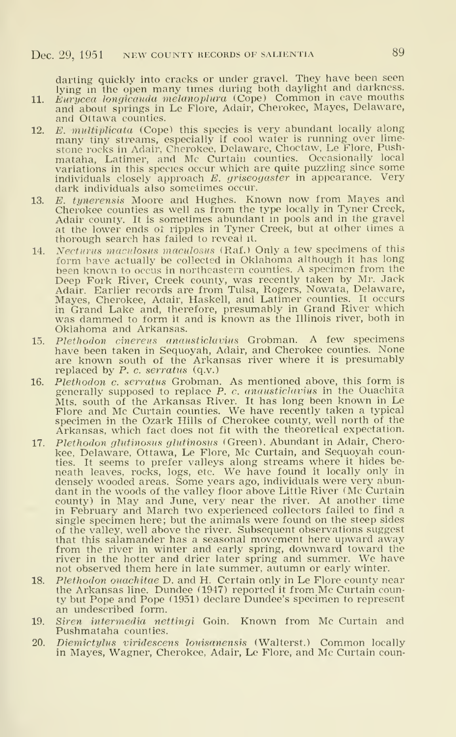darting quickly into cracks or under gravel. They have been seen lying in the open many times during both daylight and darkness.

11. *Eurycea longicauda melanopleura* (Cope) Common in cave mouths and about springs in Le Flore, Adair, Cherokee, Mayes, Delaware, and Ottawa counties.
12. *E. multiplicata* (Cope) this species is very abundant locally along many tiny streams, especially if cool water is running over limestone rocks in Adair, Cherokee, Delaware, Choctaw, Le Flore, Pushmataha, Latimer, and Mc Curtain counties. Occasionally local variations in this species occur which are quite puzzling since some individuals closely approach *E. griseogaster* in appearance. Very dark individuals also sometimes occur.
13. *E. tynerensis* Moore and Hughes. Known now from Mayes and Cherokee counties as well as from the type locally in Tyner Creek, Adair county. It is sometimes abundant in pools and in the gravel at the lower ends of ripples in Tyner Creek, but at other times a thorough search has failed to reveal it.
14. *Necturus maculosus maculosus* (Raf.) Only a few specimens of this form have actually be collected in Oklahoma although it has long been known to occus in northeastern counties. A specimen from the Deep Fork River, Creek county, was recently taken by Mr. Jack Adair. Earlier records are from Tulsa, Rogers, Nowata, Delaware, Mayes, Cherokee, Adair, Haskell, and Latimer counties. It occurs in Grand Lake and, therefore, presumably in Grand River which was dammed to form it and is known as the Illinois river, both in Oklahoma and Arkansas.
15. *Plethodon cinereus angusticlavius* Grobman. A few specimens have been taken in Sequoyah, Adair, and Cherokee counties. None are known south of the Arkansas river where it is presumably replaced by *P. c. serratus* (q.v.)
16. *Plethodon c. serratus* Grobman. As mentioned above, this form is generally supposed to replace *P. c. angusticlavius* in the Ouachita Mts. south of the Arkansas River. It has long been known in Le Flore and Mc Curtain counties. We have recently taken a typical specimen in the Ozark Hills of Cherokee county, well north of the Arkansas, which fact does not fit with the theoretical expectation.
17. *Plethodon glutinosus glutinosus* (Green). Abundant in Adair, Cherokee, Delaware, Ottawa, Le Flore, Mc Curtain, and Sequoyah counties. It seems to prefer valleys along streams where it hides beneath leaves, rocks, logs, etc. We have found it locally only in densely wooded areas. Some years ago, individuals were very abundant in the woods of the valley floor above Little River (Mc Curtain county) in May and June, very near the river. At another time in February and March two experienced collectors failed to find a single specimen here; but the animals were found on the steep sides of the valley, well above the river. Subsequent observations suggest that this salamander has a seasonal movement here upward away from the river in winter and early spring, downward toward the river in the hotter and drier later spring and summer. We have not observed them here in late summer, autumn or early winter.
18. *Plethodon ouachitae* D. and H. Certain only in Le Flore county near the Arkansas line. Dundee (1947) reported it from Mc Curtain county but Pope and Pope (1951) declare Dundee's specimen to represent an undescribed form.
19. *Siren intermedia nettingi* Goin. Known from Mc Curtain and Pushmataha counties.
20. *Diemictylus viridescens louisanensis* (Walterst.) Common locally in Mayes, Wagner, Cherokee, Adair, Le Flore, and Mc Curtain coun-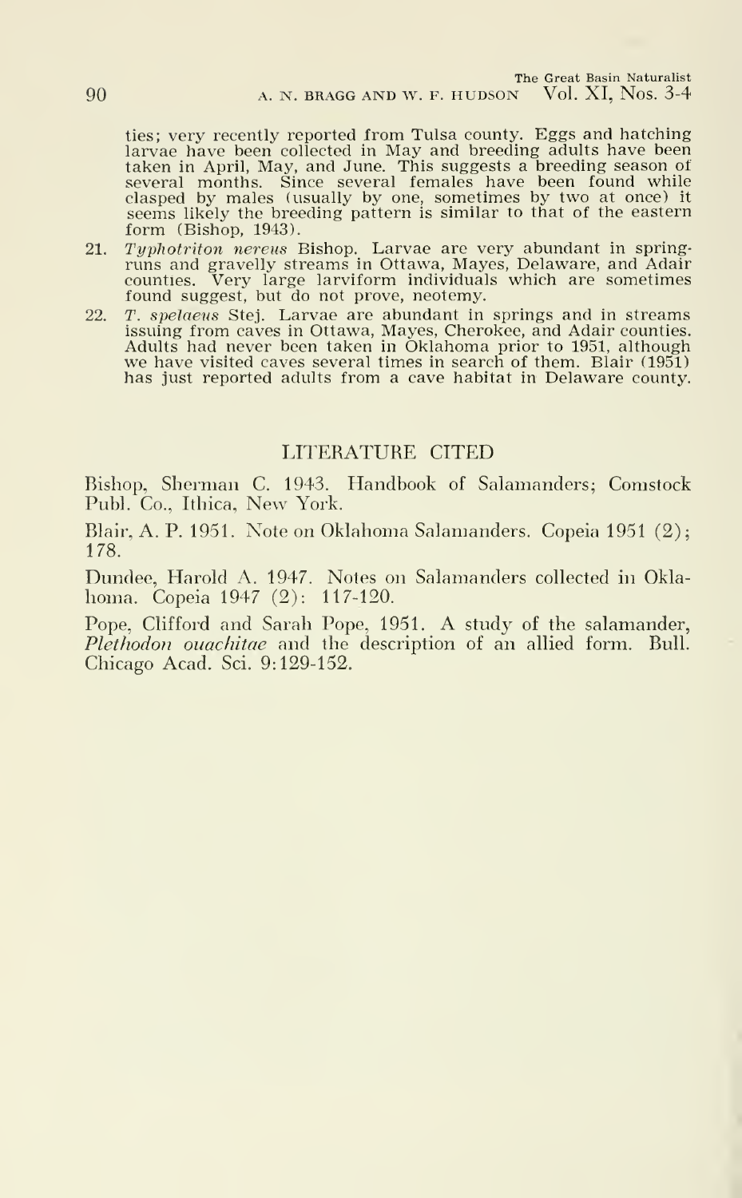ties; very recently reported from Tulsa county. Eggs and hatching larvae have been collected in May and breeding adults have been taken in April, May, and June. This suggests a breeding season of several months. Since several females have been found while clasped by males (usually by one, sometimes by two at once) it seems likely the breeding pattern is similar to that of the eastern form (Bishop, 1943).

21. *Typhotriton nereus* Bishop. Larvae are very abundant in spring-runs and gravelly streams in Ottawa, Mayes, Delaware, and Adair counties. Very large larviform individuals which are sometimes found suggest, but do not prove, neotemy.
22. *T. spelaeus* Stej. Larvae are abundant in springs and in streams issuing from caves in Ottawa, Mayes, Cherokee, and Adair counties. Adults had never been taken in Oklahoma prior to 1951, although we have visited caves several times in search of them. Blair (1951) has just reported adults from a cave habitat in Delaware county.

## LITERATURE CITED

Bishop, Sherman C. 1943. Handbook of Salamanders; Comstock Publ. Co., Ithica, New York.

Blair, A. P. 1951. Note on Oklahoma Salamanders. Copeia 1951 (2); 178.

Dundee, Harold A. 1947. Notes on Salamanders collected in Oklahoma. Copeia 1947 (2): 117-120.

Pope, Clifford and Sarah Pope, 1951. A study of the salamander, *Plethodon ouachitae* and the description of an allied form. Bull. Chicago Acad. Sci. 9:129-152.